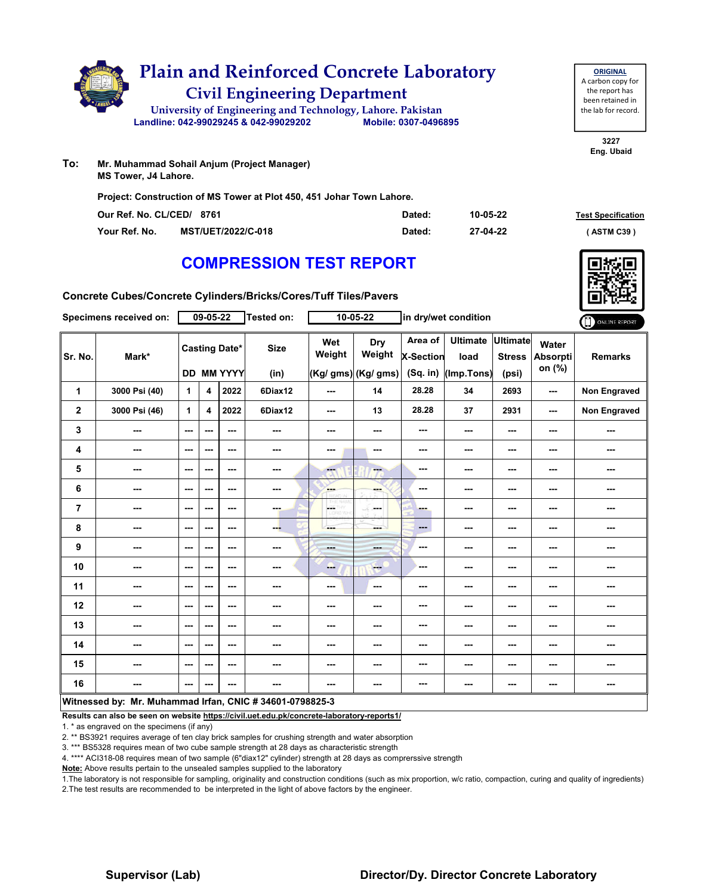# Plain and Reinforced Concrete Laboratory

## Civil Engineering Department

University of Engineering and Technology, Lahore. Pakistan

Landline: 042-99029245 & 042-99029202 Mobile: 0307-0496895

**ORIGINAL**
A carbon copy for the report has been retained in the lab for record.

3227
Eng. Ubaid

**To:** Mr. Muhammad Sohail Anjum (Project Manager)
MS Tower, J4 Lahore.

**Project: Construction of MS Tower at Plot 450, 451 Johar Town Lahore.**

| | | | | |
|---|---|---|---|---|
| Our Ref. No. CL/CED/ | 8761 | Dated: | 10-05-22 | Test Specification |
| Your Ref. No. | MST/UET/2022/C-018 | Dated: | 27-04-22 | ( ASTM C39 ) |

# COMPRESSION TEST REPORT

**Concrete Cubes/Concrete Cylinders/Bricks/Cores/Tuff Tiles/Pavers**

**Specimens received on:** 09-05-22 **Tested on:** 10-05-22 in dry/wet condition

| Sr. No. | Mark* | Casting Date* DD | MM | YYYY | Size (in) | Wet Weight (Kg/ gms) | Dry Weight (Kg/ gms) | Area of X-Section (Sq. in) | Ultimate load (Imp.Tons) | Ultimate Stress (psi) | Water Absorption (%) | Remarks |
|---|---|---|---|---|---|---|---|---|---|---|---|---|
| 1 | 3000 Psi (40) | 1 | 4 | 2022 | 6Diax12 | --- | 14 | 28.28 | 34 | 2693 | --- | Non Engraved |
| 2 | 3000 Psi (46) | 1 | 4 | 2022 | 6Diax12 | --- | 13 | 28.28 | 37 | 2931 | --- | Non Engraved |
| 3 | --- | --- | --- | --- | --- | --- | --- | --- | --- | --- | --- | --- |
| 4 | --- | --- | --- | --- | --- | --- | --- | --- | --- | --- | --- | --- |
| 5 | --- | --- | --- | --- | --- | --- | --- | --- | --- | --- | --- | --- |
| 6 | --- | --- | --- | --- | --- | --- | --- | --- | --- | --- | --- | --- |
| 7 | --- | --- | --- | --- | --- | --- | --- | --- | --- | --- | --- | --- |
| 8 | --- | --- | --- | --- | --- | --- | --- | --- | --- | --- | --- | --- |
| 9 | --- | --- | --- | --- | --- | --- | --- | --- | --- | --- | --- | --- |
| 10 | --- | --- | --- | --- | --- | --- | --- | --- | --- | --- | --- | --- |
| 11 | --- | --- | --- | --- | --- | --- | --- | --- | --- | --- | --- | --- |
| 12 | --- | --- | --- | --- | --- | --- | --- | --- | --- | --- | --- | --- |
| 13 | --- | --- | --- | --- | --- | --- | --- | --- | --- | --- | --- | --- |
| 14 | --- | --- | --- | --- | --- | --- | --- | --- | --- | --- | --- | --- |
| 15 | --- | --- | --- | --- | --- | --- | --- | --- | --- | --- | --- | --- |
| 16 | --- | --- | --- | --- | --- | --- | --- | --- | --- | --- | --- | --- |

**Witnessed by: Mr. Muhammad Irfan, CNIC # 34601-0798825-3**

**Results can also be seen on website https://civil.uet.edu.pk/concrete-laboratory-reports1/**

1. * as engraved on the specimens (if any)
2. ** BS3921 requires average of ten clay brick samples for crushing strength and water absorption
3. *** BS5328 requires mean of two cube sample strength at 28 days as characteristic strength
4. **** ACI318-08 requires mean of two sample (6"diax12" cylinder) strength at 28 days as comprerssive strength

**Note:** Above results pertain to the unsealed samples supplied to the laboratory

1.The laboratory is not responsible for sampling, originality and construction conditions (such as mix proportion, w/c ratio, compaction, curing and quality of ingredients)
2.The test results are recommended to be interpreted in the light of above factors by the engineer.

**Supervisor (Lab)** **Director/Dy. Director Concrete Laboratory**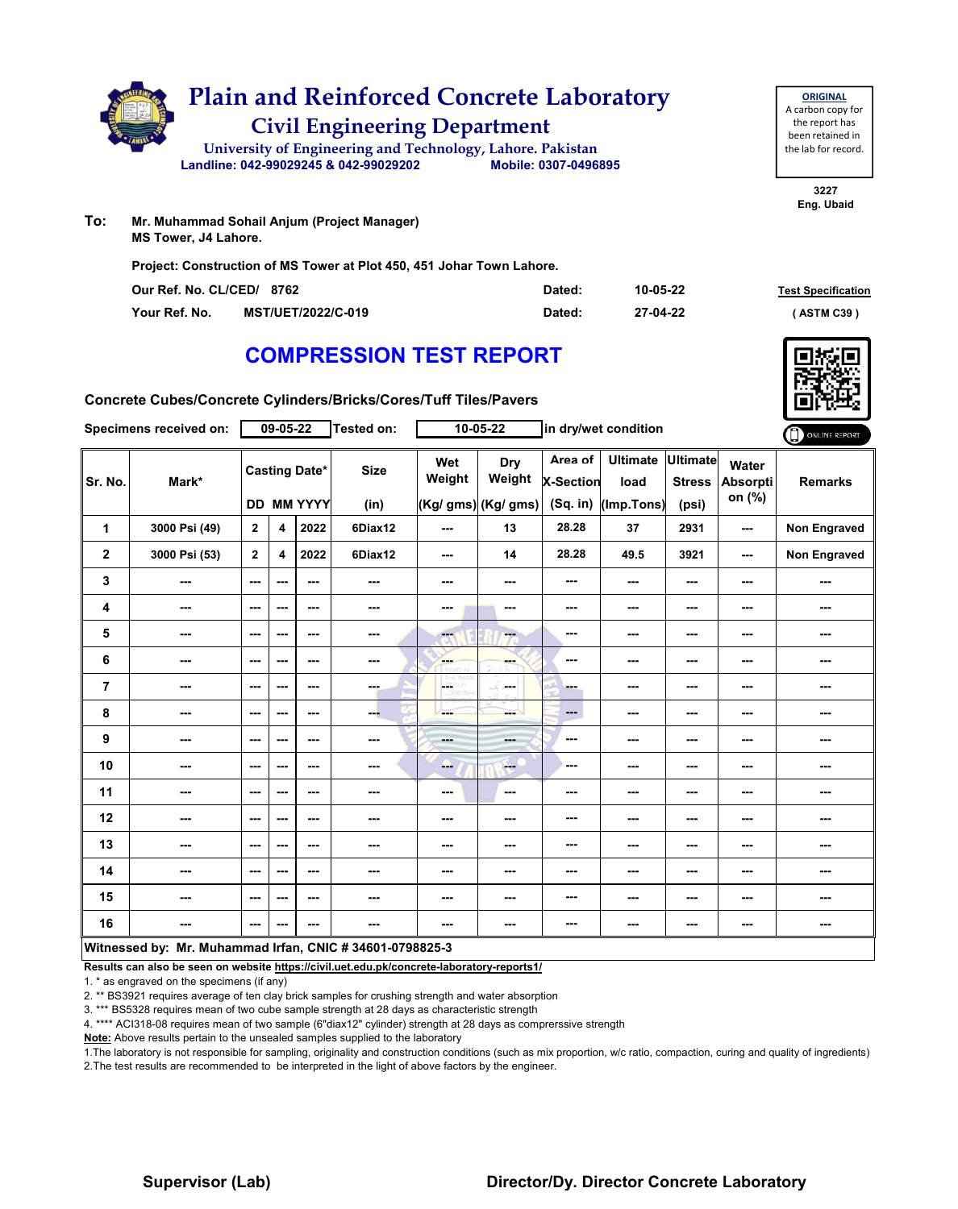# Plain and Reinforced Concrete Laboratory

## Civil Engineering Department

University of Engineering and Technology, Lahore. Pakistan

Landline: 042-99029245 & 042-99029202 Mobile: 0307-0496895

**ORIGINAL**
A carbon copy for the report has been retained in the lab for record.

3227
Eng. Ubaid

**To:** Mr. Muhammad Sohail Anjum (Project Manager)
MS Tower, J4 Lahore.

**Project: Construction of MS Tower at Plot 450, 451 Johar Town Lahore.**

| | | | | |
|---|---|---|---|---|
| Our Ref. No. CL/CED/ | 8762 | Dated: | 10-05-22 | **Test Specification** |
| Your Ref. No. | MST/UET/2022/C-019 | Dated: | 27-04-22 | ( ASTM C39 ) |

## COMPRESSION TEST REPORT

**Concrete Cubes/Concrete Cylinders/Bricks/Cores/Tuff Tiles/Pavers**

**Specimens received on:** 09-05-22 **Tested on:** 10-05-22 **in dry/wet condition**

ONLINE REPORT

| Sr. No. | Mark* | Casting Date* DD | MM | YYYY | Size (in) | Wet Weight (Kg/ gms) | Dry Weight (Kg/ gms) | Area of X-Section (Sq. in) | Ultimate load (Imp.Tons) | Ultimate Stress (psi) | Water Absorption (%) | Remarks |
|---|---|---|---|---|---|---|---|---|---|---|---|---|
| 1 | 3000 Psi (49) | 2 | 4 | 2022 | 6Diax12 | --- | 13 | 28.28 | 37 | 2931 | --- | Non Engraved |
| 2 | 3000 Psi (53) | 2 | 4 | 2022 | 6Diax12 | --- | 14 | 28.28 | 49.5 | 3921 | --- | Non Engraved |
| 3 | --- | --- | --- | --- | --- | --- | --- | --- | --- | --- | --- | --- |
| 4 | --- | --- | --- | --- | --- | --- | --- | --- | --- | --- | --- | --- |
| 5 | --- | --- | --- | --- | --- | --- | --- | --- | --- | --- | --- | --- |
| 6 | --- | --- | --- | --- | --- | --- | --- | --- | --- | --- | --- | --- |
| 7 | --- | --- | --- | --- | --- | --- | --- | --- | --- | --- | --- | --- |
| 8 | --- | --- | --- | --- | --- | --- | --- | --- | --- | --- | --- | --- |
| 9 | --- | --- | --- | --- | --- | --- | --- | --- | --- | --- | --- | --- |
| 10 | --- | --- | --- | --- | --- | --- | --- | --- | --- | --- | --- | --- |
| 11 | --- | --- | --- | --- | --- | --- | --- | --- | --- | --- | --- | --- |
| 12 | --- | --- | --- | --- | --- | --- | --- | --- | --- | --- | --- | --- |
| 13 | --- | --- | --- | --- | --- | --- | --- | --- | --- | --- | --- | --- |
| 14 | --- | --- | --- | --- | --- | --- | --- | --- | --- | --- | --- | --- |
| 15 | --- | --- | --- | --- | --- | --- | --- | --- | --- | --- | --- | --- |
| 16 | --- | --- | --- | --- | --- | --- | --- | --- | --- | --- | --- | --- |

**Witnessed by: Mr. Muhammad Irfan, CNIC # 34601-0798825-3**

**Results can also be seen on website https://civil.uet.edu.pk/concrete-laboratory-reports1/**

1. * as engraved on the specimens (if any)
2. ** BS3921 requires average of ten clay brick samples for crushing strength and water absorption
3. *** BS5328 requires mean of two cube sample strength at 28 days as characteristic strength
4. **** ACI318-08 requires mean of two sample (6"diax12" cylinder) strength at 28 days as comprerssive strength

**Note:** Above results pertain to the unsealed samples supplied to the laboratory

1. The laboratory is not responsible for sampling, originality and construction conditions (such as mix proportion, w/c ratio, compaction, curing and quality of ingredients)
2. The test results are recommended to be interpreted in the light of above factors by the engineer.

**Supervisor (Lab)** **Director/Dy. Director Concrete Laboratory**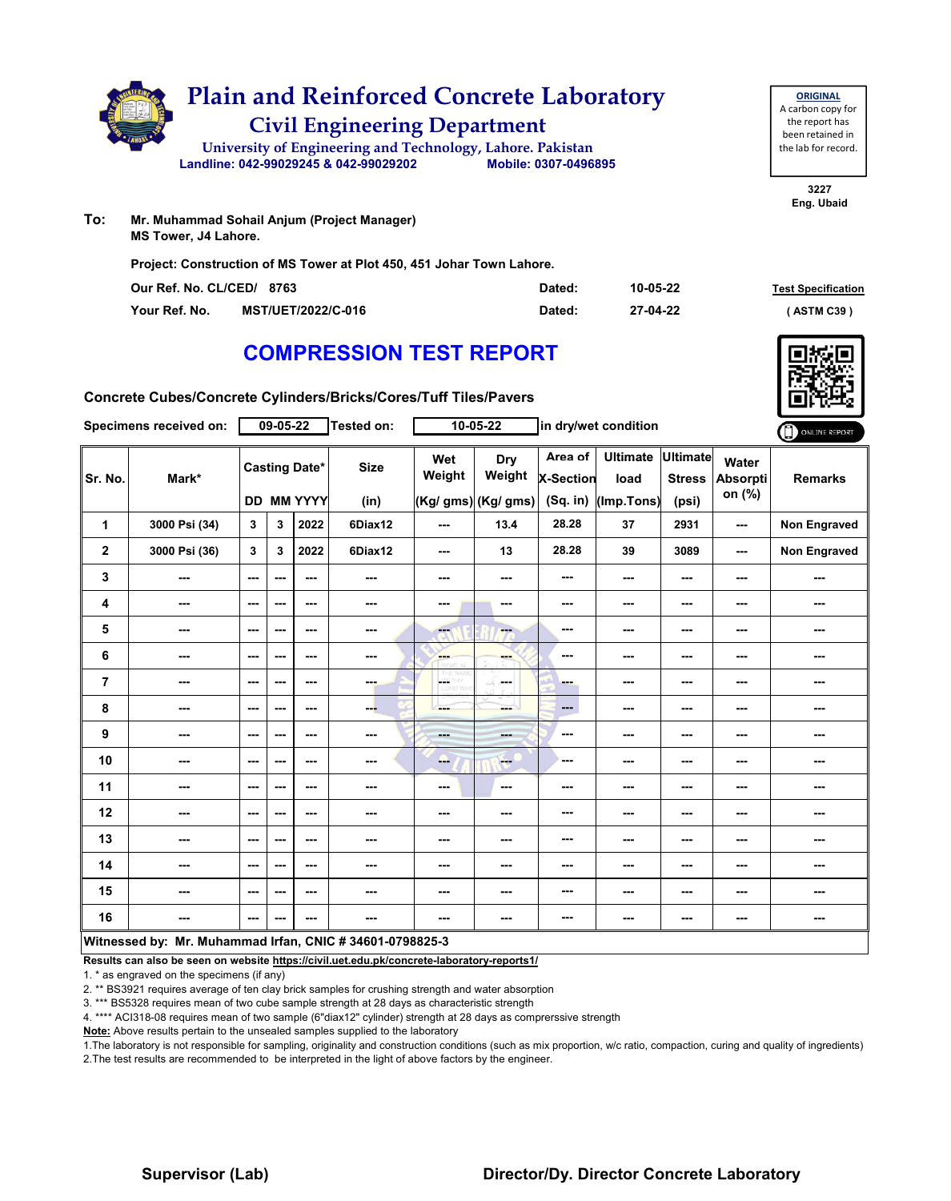# Plain and Reinforced Concrete Laboratory

## Civil Engineering Department

University of Engineering and Technology, Lahore. Pakistan
Landline: 042-99029245 & 042-99029202 Mobile: 0307-0496895

**ORIGINAL**
A carbon copy for the report has been retained in the lab for record.

3227
Eng. Ubaid

**To:** Mr. Muhammad Sohail Anjum (Project Manager)
MS Tower, J4 Lahore.

**Project: Construction of MS Tower at Plot 450, 451 Johar Town Lahore.**

| | | | | |
|---|---|---|---|---|
| Our Ref. No. CL/CED/ | 8763 | Dated: | 10-05-22 | Test Specification |
| Your Ref. No. | MST/UET/2022/C-016 | Dated: | 27-04-22 | ( ASTM C39 ) |

## COMPRESSION TEST REPORT

**Concrete Cubes/Concrete Cylinders/Bricks/Cores/Tuff Tiles/Pavers**

**Specimens received on:** 09-05-22 **Tested on:** 10-05-22 **in dry/wet condition**

| Sr. No. | Mark* | Casting Date* DD | MM | YYYY | Size (in) | Wet Weight (Kg/ gms) | Dry Weight (Kg/ gms) | Area of X-Section (Sq. in) | Ultimate load (Imp.Tons) | Ultimate Stress (psi) | Water Absorption (%) | Remarks |
|---|---|---|---|---|---|---|---|---|---|---|---|---|
| 1 | 3000 Psi (34) | 3 | 3 | 2022 | 6Diax12 | --- | 13.4 | 28.28 | 37 | 2931 | --- | Non Engraved |
| 2 | 3000 Psi (36) | 3 | 3 | 2022 | 6Diax12 | --- | 13 | 28.28 | 39 | 3089 | --- | Non Engraved |
| 3 | --- | --- | --- | --- | --- | --- | --- | --- | --- | --- | --- | --- |
| 4 | --- | --- | --- | --- | --- | --- | --- | --- | --- | --- | --- | --- |
| 5 | --- | --- | --- | --- | --- | --- | --- | --- | --- | --- | --- | --- |
| 6 | --- | --- | --- | --- | --- | --- | --- | --- | --- | --- | --- | --- |
| 7 | --- | --- | --- | --- | --- | --- | --- | --- | --- | --- | --- | --- |
| 8 | --- | --- | --- | --- | --- | --- | --- | --- | --- | --- | --- | --- |
| 9 | --- | --- | --- | --- | --- | --- | --- | --- | --- | --- | --- | --- |
| 10 | --- | --- | --- | --- | --- | --- | --- | --- | --- | --- | --- | --- |
| 11 | --- | --- | --- | --- | --- | --- | --- | --- | --- | --- | --- | --- |
| 12 | --- | --- | --- | --- | --- | --- | --- | --- | --- | --- | --- | --- |
| 13 | --- | --- | --- | --- | --- | --- | --- | --- | --- | --- | --- | --- |
| 14 | --- | --- | --- | --- | --- | --- | --- | --- | --- | --- | --- | --- |
| 15 | --- | --- | --- | --- | --- | --- | --- | --- | --- | --- | --- | --- |
| 16 | --- | --- | --- | --- | --- | --- | --- | --- | --- | --- | --- | --- |

**Witnessed by: Mr. Muhammad Irfan, CNIC # 34601-0798825-3**

**Results can also be seen on website https://civil.uet.edu.pk/concrete-laboratory-reports1/**

1. * as engraved on the specimens (if any)
2. ** BS3921 requires average of ten clay brick samples for crushing strength and water absorption
3. *** BS5328 requires mean of two cube sample strength at 28 days as characteristic strength
4. **** ACI318-08 requires mean of two sample (6"diax12" cylinder) strength at 28 days as comprerssive strength

**Note:** Above results pertain to the unsealed samples supplied to the laboratory

1. The laboratory is not responsible for sampling, originality and construction conditions (such as mix proportion, w/c ratio, compaction, curing and quality of ingredients)
2. The test results are recommended to be interpreted in the light of above factors by the engineer.

**Supervisor (Lab)** **Director/Dy. Director Concrete Laboratory**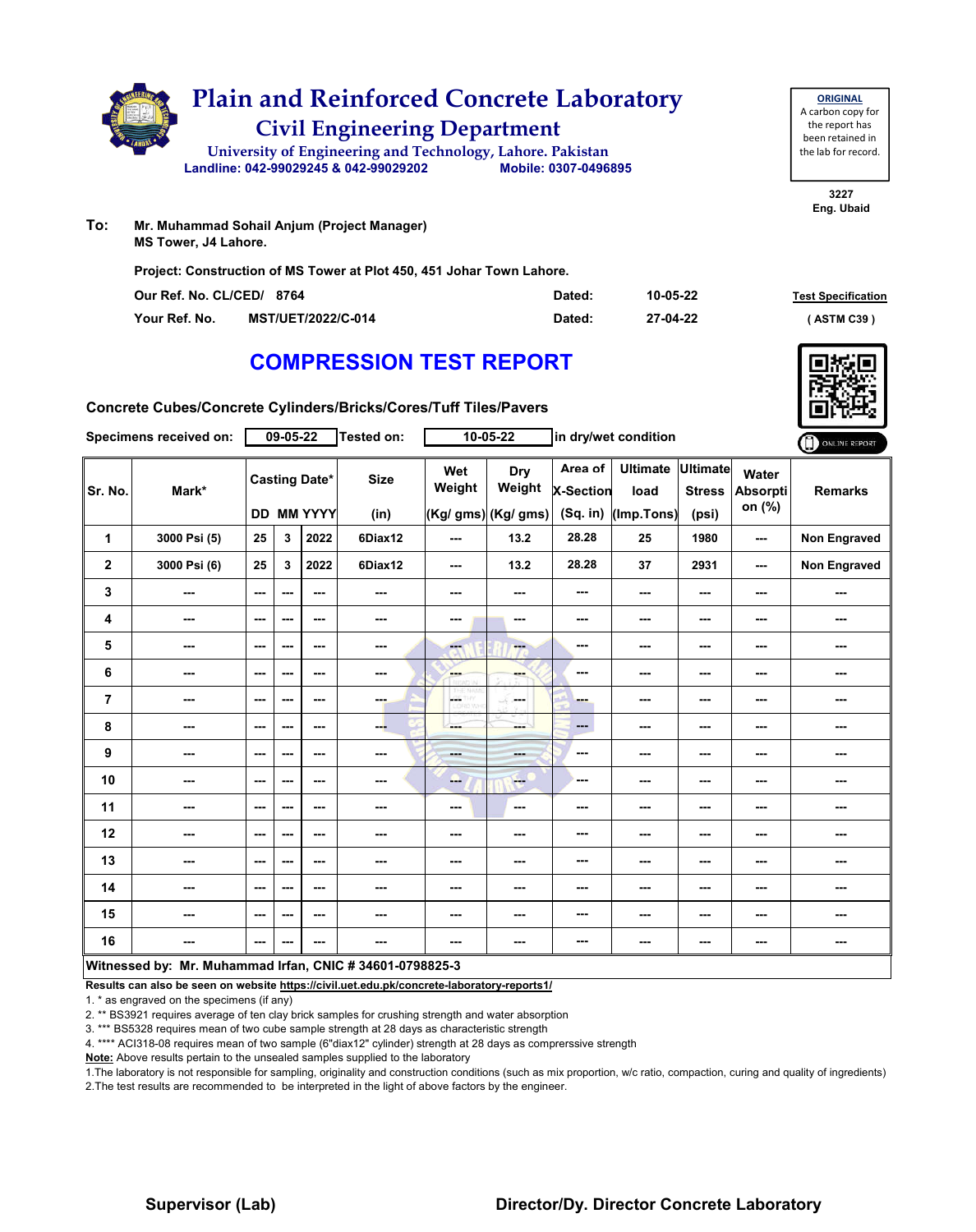# Plain and Reinforced Concrete Laboratory

## Civil Engineering Department

University of Engineering and Technology, Lahore. Pakistan

Landline: 042-99029245 & 042-99029202 Mobile: 0307-0496895

**ORIGINAL**
A carbon copy for the report has been retained in the lab for record.

3227
Eng. Ubaid

**To:** Mr. Muhammad Sohail Anjum (Project Manager)
MS Tower, J4 Lahore.

**Project: Construction of MS Tower at Plot 450, 451 Johar Town Lahore.**

| | | | |
|---|---|---|---|
| Our Ref. No. CL/CED/ 8764 | Dated: | 10-05-22 | Test Specification |
| Your Ref. No. MST/UET/2022/C-014 | Dated: | 27-04-22 | ( ASTM C39 ) |

# COMPRESSION TEST REPORT

**Concrete Cubes/Concrete Cylinders/Bricks/Cores/Tuff Tiles/Pavers**

Specimens received on: 09-05-22 Tested on: 10-05-22 in dry/wet condition

ONLINE REPORT

| Sr. No. | Mark* | Casting Date* DD | MM | YYYY | Size (in) | Wet Weight (Kg/ gms) | Dry Weight (Kg/ gms) | Area of X-Section (Sq. in) | Ultimate load (Imp.Tons) | Ultimate Stress (psi) | Water Absorption (%) | Remarks |
|---|---|---|---|---|---|---|---|---|---|---|---|---|
| 1 | 3000 Psi (5) | 25 | 3 | 2022 | 6Diax12 | --- | 13.2 | 28.28 | 25 | 1980 | --- | Non Engraved |
| 2 | 3000 Psi (6) | 25 | 3 | 2022 | 6Diax12 | --- | 13.2 | 28.28 | 37 | 2931 | --- | Non Engraved |
| 3 | --- | --- | --- | --- | --- | --- | --- | --- | --- | --- | --- | --- |
| 4 | --- | --- | --- | --- | --- | --- | --- | --- | --- | --- | --- | --- |
| 5 | --- | --- | --- | --- | --- | --- | --- | --- | --- | --- | --- | --- |
| 6 | --- | --- | --- | --- | --- | --- | --- | --- | --- | --- | --- | --- |
| 7 | --- | --- | --- | --- | --- | --- | --- | --- | --- | --- | --- | --- |
| 8 | --- | --- | --- | --- | --- | --- | --- | --- | --- | --- | --- | --- |
| 9 | --- | --- | --- | --- | --- | --- | --- | --- | --- | --- | --- | --- |
| 10 | --- | --- | --- | --- | --- | --- | --- | --- | --- | --- | --- | --- |
| 11 | --- | --- | --- | --- | --- | --- | --- | --- | --- | --- | --- | --- |
| 12 | --- | --- | --- | --- | --- | --- | --- | --- | --- | --- | --- | --- |
| 13 | --- | --- | --- | --- | --- | --- | --- | --- | --- | --- | --- | --- |
| 14 | --- | --- | --- | --- | --- | --- | --- | --- | --- | --- | --- | --- |
| 15 | --- | --- | --- | --- | --- | --- | --- | --- | --- | --- | --- | --- |
| 16 | --- | --- | --- | --- | --- | --- | --- | --- | --- | --- | --- | --- |

**Witnessed by: Mr. Muhammad Irfan, CNIC # 34601-0798825-3**

**Results can also be seen on website https://civil.uet.edu.pk/concrete-laboratory-reports1/**

1. * as engraved on the specimens (if any)
2. ** BS3921 requires average of ten clay brick samples for crushing strength and water absorption
3. *** BS5328 requires mean of two cube sample strength at 28 days as characteristic strength
4. **** ACI318-08 requires mean of two sample (6"diax12" cylinder) strength at 28 days as comprerssive strength

**Note:** Above results pertain to the unsealed samples supplied to the laboratory

1.The laboratory is not responsible for sampling, originality and construction conditions (such as mix proportion, w/c ratio, compaction, curing and quality of ingredients)
2.The test results are recommended to be interpreted in the light of above factors by the engineer.

**Supervisor (Lab)** **Director/Dy. Director Concrete Laboratory**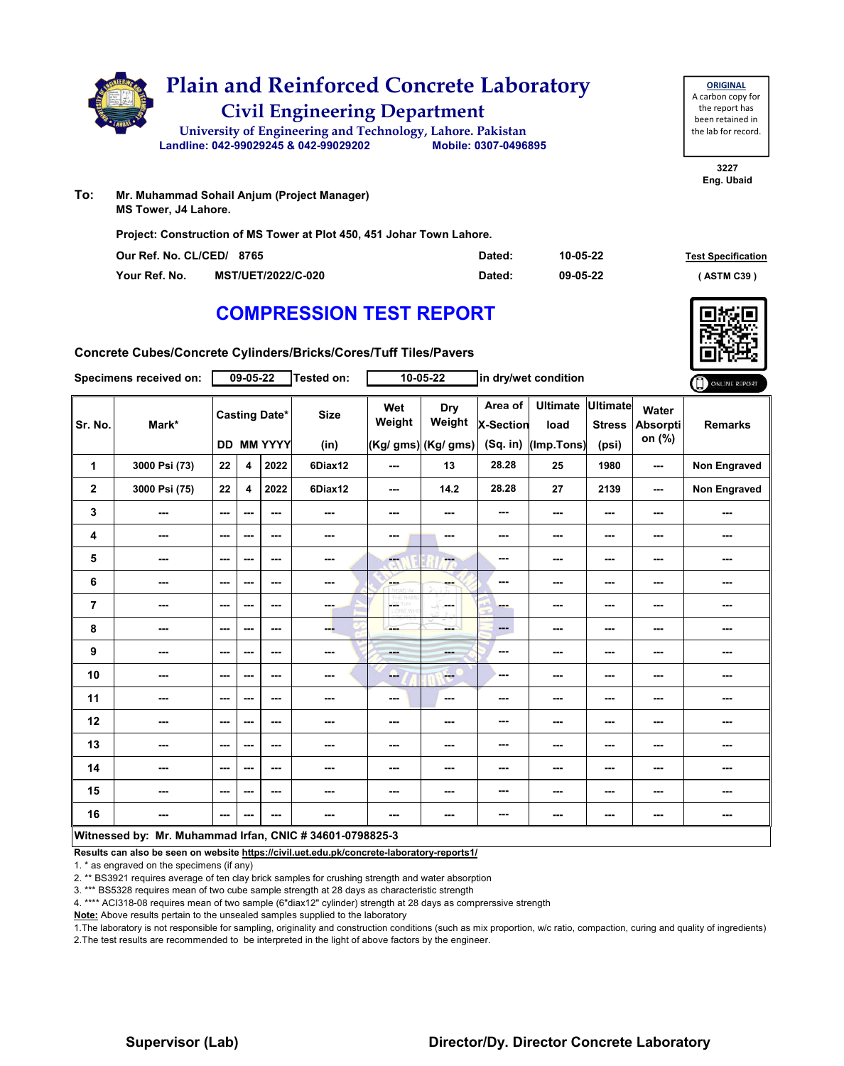# Plain and Reinforced Concrete Laboratory

## Civil Engineering Department

University of Engineering and Technology, Lahore. Pakistan

Landline: 042-99029245 & 042-99029202 Mobile: 0307-0496895

**ORIGINAL**
A carbon copy for the report has been retained in the lab for record.

3227
Eng. Ubaid

**To:** Mr. Muhammad Sohail Anjum (Project Manager)
MS Tower, J4 Lahore.

**Project: Construction of MS Tower at Plot 450, 451 Johar Town Lahore.**

| | | | |
|---|---|---|---|
| Our Ref. No. CL/CED/ 8765 | Dated: | 10-05-22 | Test Specification |
| Your Ref. No. MST/UET/2022/C-020 | Dated: | 09-05-22 | ( ASTM C39 ) |

# COMPRESSION TEST REPORT

**Concrete Cubes/Concrete Cylinders/Bricks/Cores/Tuff Tiles/Pavers**

Specimens received on: 09-05-22 Tested on: 10-05-22 in dry/wet condition

ONLINE REPORT

| Sr. No. | Mark* | Casting Date* | | | Size | Wet Weight | Dry Weight | Area of X-Section | Ultimate load | Ultimate Stress | Water Absorption (%) | Remarks |
|---|---|---|---|---|---|---|---|---|---|---|---|---|
| | | DD | MM | YYYY | (in) | (Kg/ gms) | (Kg/ gms) | (Sq. in) | (Imp.Tons) | (psi) | | |
| 1 | 3000 Psi (73) | 22 | 4 | 2022 | 6Diax12 | --- | 13 | 28.28 | 25 | 1980 | --- | Non Engraved |
| 2 | 3000 Psi (75) | 22 | 4 | 2022 | 6Diax12 | --- | 14.2 | 28.28 | 27 | 2139 | --- | Non Engraved |
| 3 | --- | --- | --- | --- | --- | --- | --- | --- | --- | --- | --- | --- |
| 4 | --- | --- | --- | --- | --- | --- | --- | --- | --- | --- | --- | --- |
| 5 | --- | --- | --- | --- | --- | --- | --- | --- | --- | --- | --- | --- |
| 6 | --- | --- | --- | --- | --- | --- | --- | --- | --- | --- | --- | --- |
| 7 | --- | --- | --- | --- | --- | --- | --- | --- | --- | --- | --- | --- |
| 8 | --- | --- | --- | --- | --- | --- | --- | --- | --- | --- | --- | --- |
| 9 | --- | --- | --- | --- | --- | --- | --- | --- | --- | --- | --- | --- |
| 10 | --- | --- | --- | --- | --- | --- | --- | --- | --- | --- | --- | --- |
| 11 | --- | --- | --- | --- | --- | --- | --- | --- | --- | --- | --- | --- |
| 12 | --- | --- | --- | --- | --- | --- | --- | --- | --- | --- | --- | --- |
| 13 | --- | --- | --- | --- | --- | --- | --- | --- | --- | --- | --- | --- |
| 14 | --- | --- | --- | --- | --- | --- | --- | --- | --- | --- | --- | --- |
| 15 | --- | --- | --- | --- | --- | --- | --- | --- | --- | --- | --- | --- |
| 16 | --- | --- | --- | --- | --- | --- | --- | --- | --- | --- | --- | --- |

**Witnessed by: Mr. Muhammad Irfan, CNIC # 34601-0798825-3**

**Results can also be seen on website https://civil.uet.edu.pk/concrete-laboratory-reports1/**

1. * as engraved on the specimens (if any)
2. ** BS3921 requires average of ten clay brick samples for crushing strength and water absorption
3. *** BS5328 requires mean of two cube sample strength at 28 days as characteristic strength
4. **** ACI318-08 requires mean of two sample (6"diax12" cylinder) strength at 28 days as comprerssive strength

**Note:** Above results pertain to the unsealed samples supplied to the laboratory

1. The laboratory is not responsible for sampling, originality and construction conditions (such as mix proportion, w/c ratio, compaction, curing and quality of ingredients)
2. The test results are recommended to be interpreted in the light of above factors by the engineer.

**Supervisor (Lab)** **Director/Dy. Director Concrete Laboratory**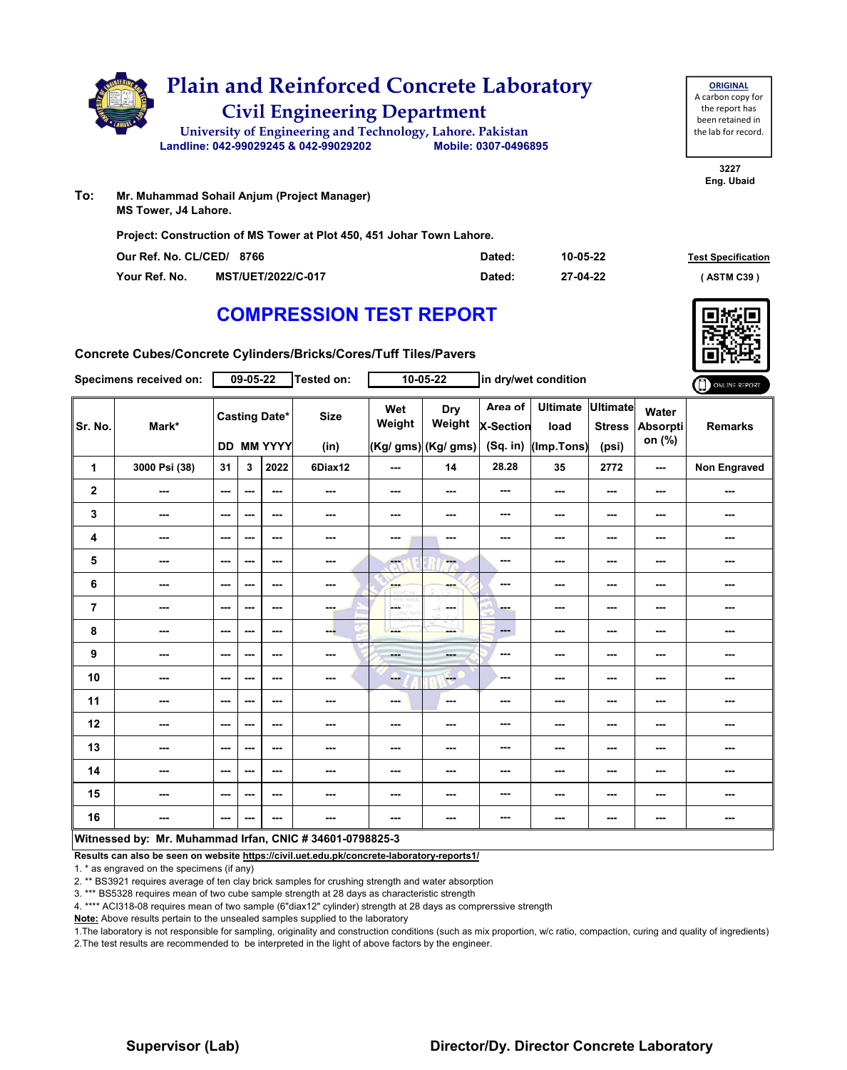# Plain and Reinforced Concrete Laboratory

## Civil Engineering Department

University of Engineering and Technology, Lahore. Pakistan

Landline: 042-99029245 & 042-99029202 Mobile: 0307-0496895

**ORIGINAL**
A carbon copy for the report has been retained in the lab for record.

3227
Eng. Ubaid

**To:** Mr. Muhammad Sohail Anjum (Project Manager)
MS Tower, J4 Lahore.

**Project: Construction of MS Tower at Plot 450, 451 Johar Town Lahore.**

| | | | |
|---|---|---|---|
| Our Ref. No. CL/CED/ 8766 | Dated: | 10-05-22 | Test Specification |
| Your Ref. No. MST/UET/2022/C-017 | Dated: | 27-04-22 | ( ASTM C39 ) |

## COMPRESSION TEST REPORT

**Concrete Cubes/Concrete Cylinders/Bricks/Cores/Tuff Tiles/Pavers**

Specimens received on: 09-05-22 Tested on: 10-05-22 in dry/wet condition

ONLINE REPORT

| Sr. No. | Mark* | Casting Date* DD | MM | YYYY | Size (in) | Wet Weight (Kg/ gms) | Dry Weight (Kg/ gms) | Area of X-Section (Sq. in) | Ultimate load (Imp.Tons) | Ultimate Stress (psi) | Water Absorption (%) | Remarks |
|---|---|---|---|---|---|---|---|---|---|---|---|---|
| 1 | 3000 Psi (38) | 31 | 3 | 2022 | 6Diax12 | --- | 14 | 28.28 | 35 | 2772 | --- | Non Engraved |
| 2 | --- | --- | --- | --- | --- | --- | --- | --- | --- | --- | --- | --- |
| 3 | --- | --- | --- | --- | --- | --- | --- | --- | --- | --- | --- | --- |
| 4 | --- | --- | --- | --- | --- | --- | --- | --- | --- | --- | --- | --- |
| 5 | --- | --- | --- | --- | --- | --- | --- | --- | --- | --- | --- | --- |
| 6 | --- | --- | --- | --- | --- | --- | --- | --- | --- | --- | --- | --- |
| 7 | --- | --- | --- | --- | --- | --- | --- | --- | --- | --- | --- | --- |
| 8 | --- | --- | --- | --- | --- | --- | --- | --- | --- | --- | --- | --- |
| 9 | --- | --- | --- | --- | --- | --- | --- | --- | --- | --- | --- | --- |
| 10 | --- | --- | --- | --- | --- | --- | --- | --- | --- | --- | --- | --- |
| 11 | --- | --- | --- | --- | --- | --- | --- | --- | --- | --- | --- | --- |
| 12 | --- | --- | --- | --- | --- | --- | --- | --- | --- | --- | --- | --- |
| 13 | --- | --- | --- | --- | --- | --- | --- | --- | --- | --- | --- | --- |
| 14 | --- | --- | --- | --- | --- | --- | --- | --- | --- | --- | --- | --- |
| 15 | --- | --- | --- | --- | --- | --- | --- | --- | --- | --- | --- | --- |
| 16 | --- | --- | --- | --- | --- | --- | --- | --- | --- | --- | --- | --- |

**Witnessed by: Mr. Muhammad Irfan, CNIC # 34601-0798825-3**

**Results can also be seen on website https://civil.uet.edu.pk/concrete-laboratory-reports1/**

1. * as engraved on the specimens (if any)
2. ** BS3921 requires average of ten clay brick samples for crushing strength and water absorption
3. *** BS5328 requires mean of two cube sample strength at 28 days as characteristic strength
4. **** ACI318-08 requires mean of two sample (6"diax12" cylinder) strength at 28 days as comprerssive strength

**Note:** Above results pertain to the unsealed samples supplied to the laboratory

1.The laboratory is not responsible for sampling, originality and construction conditions (such as mix proportion, w/c ratio, compaction, curing and quality of ingredients)
2.The test results are recommended to be interpreted in the light of above factors by the engineer.

**Supervisor (Lab)** **Director/Dy. Director Concrete Laboratory**